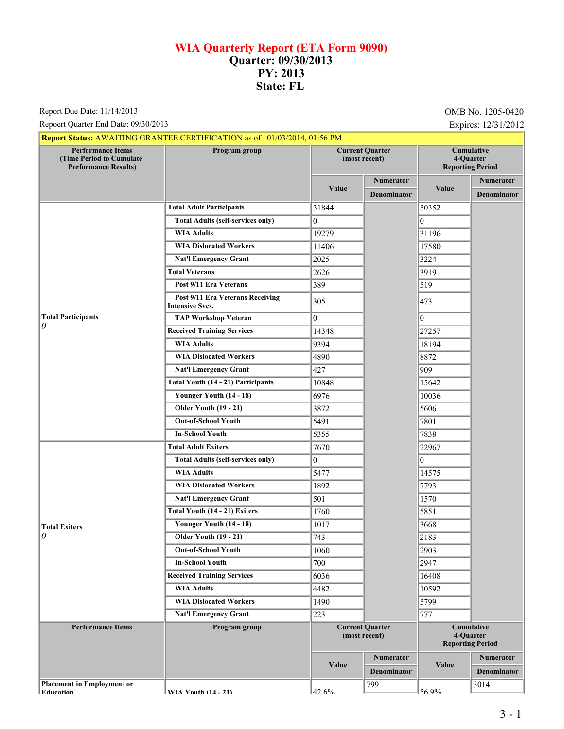# WIA Quarterly Report (ETA Form 9090)
## Quarter: 09/30/2013
## PY: 2013
## State: FL

Report Due Date: 11/14/2013

Repoert Quarter End Date: 09/30/2013

OMB No. 1205-0420

Expires: 12/31/2012

**Report Status:** AWAITING GRANTEE CERTIFICATION as of 01/03/2014, 01:56 PM

| Performance Items (Time Period to Cumulate Performance Results) | Program group | Current Quarter (most recent) Value | Current Quarter Numerator / Denominator | Cumulative 4-Quarter Reporting Period Value | Cumulative Numerator / Denominator |
|---|---|---|---|---|---|
| **Total Participants** *0* | **Total Adult Participants** | 31844 | | 50352 | |
| | Total Adults (self-services only) | 0 | | 0 | |
| | WIA Adults | 19279 | | 31196 | |
| | WIA Dislocated Workers | 11406 | | 17580 | |
| | Nat'l Emergency Grant | 2025 | | 3224 | |
| | **Total Veterans** | 2626 | | 3919 | |
| | Post 9/11 Era Veterans | 389 | | 519 | |
| | Post 9/11 Era Veterans Receiving Intensive Svcs. | 305 | | 473 | |
| | TAP Workshop Veteran | 0 | | 0 | |
| | **Received Training Services** | 14348 | | 27257 | |
| | WIA Adults | 9394 | | 18194 | |
| | WIA Dislocated Workers | 4890 | | 8872 | |
| | Nat'l Emergency Grant | 427 | | 909 | |
| | **Total Youth (14 - 21) Participants** | 10848 | | 15642 | |
| | Younger Youth (14 - 18) | 6976 | | 10036 | |
| | Older Youth (19 - 21) | 3872 | | 5606 | |
| | Out-of-School Youth | 5491 | | 7801 | |
| | In-School Youth | 5355 | | 7838 | |
| **Total Exiters** *0* | **Total Adult Exiters** | 7670 | | 22967 | |
| | Total Adults (self-services only) | 0 | | 0 | |
| | WIA Adults | 5477 | | 14575 | |
| | WIA Dislocated Workers | 1892 | | 7793 | |
| | Nat'l Emergency Grant | 501 | | 1570 | |
| | **Total Youth (14 - 21) Exiters** | 1760 | | 5851 | |
| | Younger Youth (14 - 18) | 1017 | | 3668 | |
| | Older Youth (19 - 21) | 743 | | 2183 | |
| | Out-of-School Youth | 1060 | | 2903 | |
| | In-School Youth | 700 | | 2947 | |
| | **Received Training Services** | 6036 | | 16408 | |
| | WIA Adults | 4482 | | 10592 | |
| | WIA Dislocated Workers | 1490 | | 5799 | |
| | Nat'l Emergency Grant | 223 | | 777 | |

| Performance Items | Program group | Current Quarter (most recent) Value | Current Quarter Numerator / Denominator | Cumulative 4-Quarter Reporting Period Value | Cumulative Numerator / Denominator |
|---|---|---|---|---|---|
| **Placement in Employment or Education** | **WIA Youth (14 - 21)** | 42.6% | 799 | 56.9% | 3014 |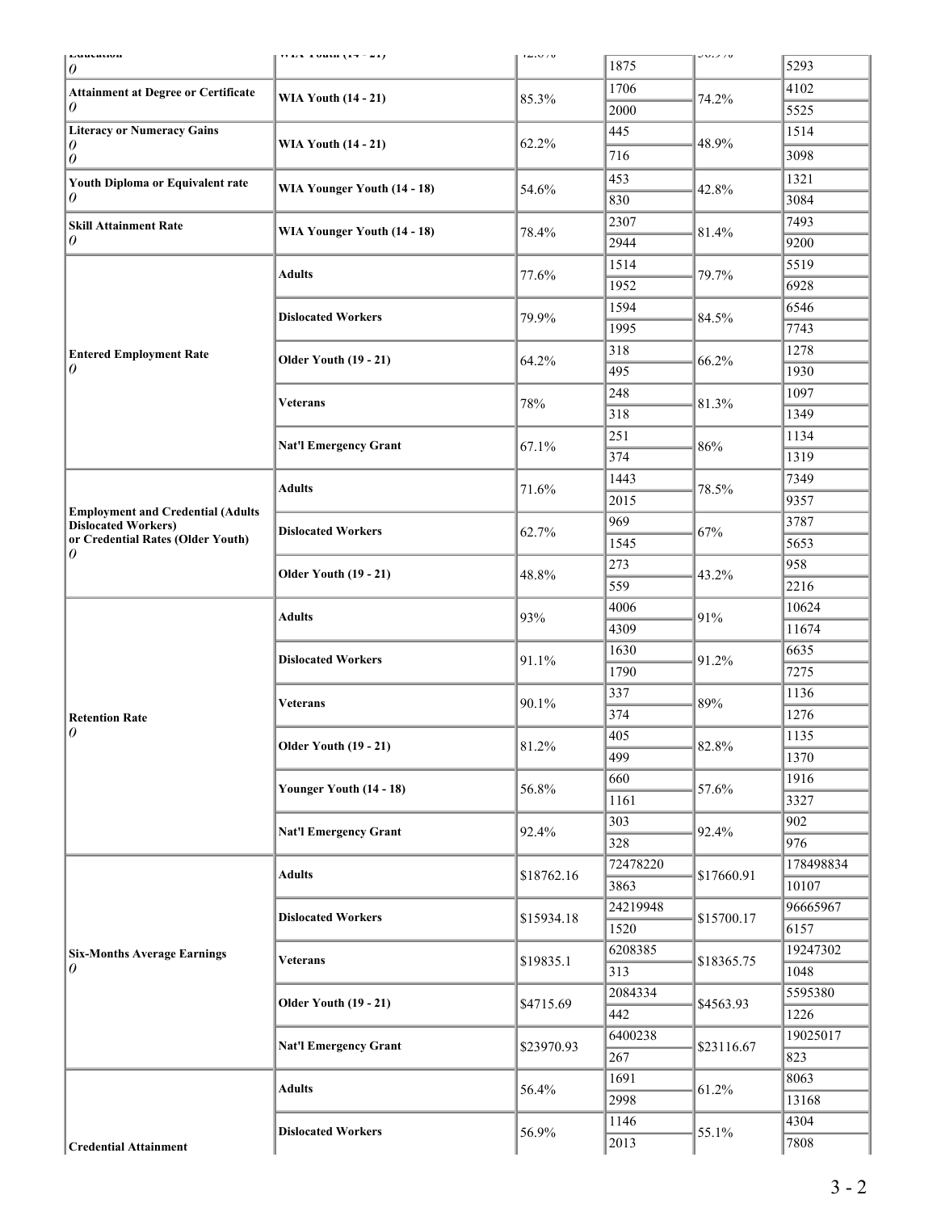| | | | | | |
|---|---|---|---|---|---|
| Education<br>0 | WIA Youth (14 - 21) | 42.0% | 1875 | 56.9% | 5293 |
| Attainment at Degree or Certificate<br>0 | WIA Youth (14 - 21) | 85.3% | 1706 | 74.2% | 4102 |
| | | | 2000 | | 5525 |
| Literacy or Numeracy Gains<br>0<br>0 | WIA Youth (14 - 21) | 62.2% | 445 | 48.9% | 1514 |
| | | | 716 | | 3098 |
| Youth Diploma or Equivalent rate<br>0 | WIA Younger Youth (14 - 18) | 54.6% | 453 | 42.8% | 1321 |
| | | | 830 | | 3084 |
| Skill Attainment Rate<br>0 | WIA Younger Youth (14 - 18) | 78.4% | 2307 | 81.4% | 7493 |
| | | | 2944 | | 9200 |
| Entered Employment Rate<br>0 | Adults | 77.6% | 1514 | 79.7% | 5519 |
| | | | 1952 | | 6928 |
| | Dislocated Workers | 79.9% | 1594 | 84.5% | 6546 |
| | | | 1995 | | 7743 |
| | Older Youth (19 - 21) | 64.2% | 318 | 66.2% | 1278 |
| | | | 495 | | 1930 |
| | Veterans | 78% | 248 | 81.3% | 1097 |
| | | | 318 | | 1349 |
| | Nat'l Emergency Grant | 67.1% | 251 | 86% | 1134 |
| | | | 374 | | 1319 |
| Employment and Credential (Adults Dislocated Workers) or Credential Rates (Older Youth)<br>0 | Adults | 71.6% | 1443 | 78.5% | 7349 |
| | | | 2015 | | 9357 |
| | Dislocated Workers | 62.7% | 969 | 67% | 3787 |
| | | | 1545 | | 5653 |
| | Older Youth (19 - 21) | 48.8% | 273 | 43.2% | 958 |
| | | | 559 | | 2216 |
| Retention Rate<br>0 | Adults | 93% | 4006 | 91% | 10624 |
| | | | 4309 | | 11674 |
| | Dislocated Workers | 91.1% | 1630 | 91.2% | 6635 |
| | | | 1790 | | 7275 |
| | Veterans | 90.1% | 337 | 89% | 1136 |
| | | | 374 | | 1276 |
| | Older Youth (19 - 21) | 81.2% | 405 | 82.8% | 1135 |
| | | | 499 | | 1370 |
| | Younger Youth (14 - 18) | 56.8% | 660 | 57.6% | 1916 |
| | | | 1161 | | 3327 |
| | Nat'l Emergency Grant | 92.4% | 303 | 92.4% | 902 |
| | | | 328 | | 976 |
| Six-Months Average Earnings<br>0 | Adults | $18762.16 | 72478220 | $17660.91 | 178498834 |
| | | | 3863 | | 10107 |
| | Dislocated Workers | $15934.18 | 24219948 | $15700.17 | 96665967 |
| | | | 1520 | | 6157 |
| | Veterans | $19835.1 | 6208385 | $18365.75 | 19247302 |
| | | | 313 | | 1048 |
| | Older Youth (19 - 21) | $4715.69 | 2084334 | $4563.93 | 5595380 |
| | | | 442 | | 1226 |
| | Nat'l Emergency Grant | $23970.93 | 6400238 | $23116.67 | 19025017 |
| | | | 267 | | 823 |
| Credential Attainment | Adults | 56.4% | 1691 | 61.2% | 8063 |
| | | | 2998 | | 13168 |
| | Dislocated Workers | 56.9% | 1146 | 55.1% | 4304 |
| | | | 2013 | | 7808 |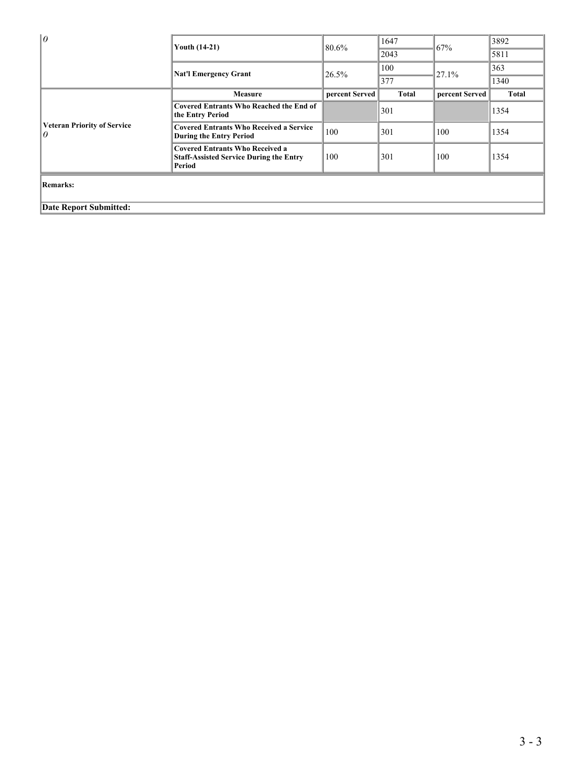| | | | | | |
|---|---|---|---|---|---|
| *0* | **Youth (14-21)** | 80.6% | 1647 | 67% | 3892 |
| | | | 2043 | | 5811 |
| | **Nat'l Emergency Grant** | 26.5% | 100 | 27.1% | 363 |
| | | | 377 | | 1340 |
| **Veteran Priority of Service** *0* | **Measure** | **percent Served** | **Total** | **percent Served** | **Total** |
| | **Covered Entrants Who Reached the End of the Entry Period** | | 301 | | 1354 |
| | **Covered Entrants Who Received a Service During the Entry Period** | 100 | 301 | 100 | 1354 |
| | **Covered Entrants Who Received a Staff-Assisted Service During the Entry Period** | 100 | 301 | 100 | 1354 |

**Remarks:**

**Date Report Submitted:**